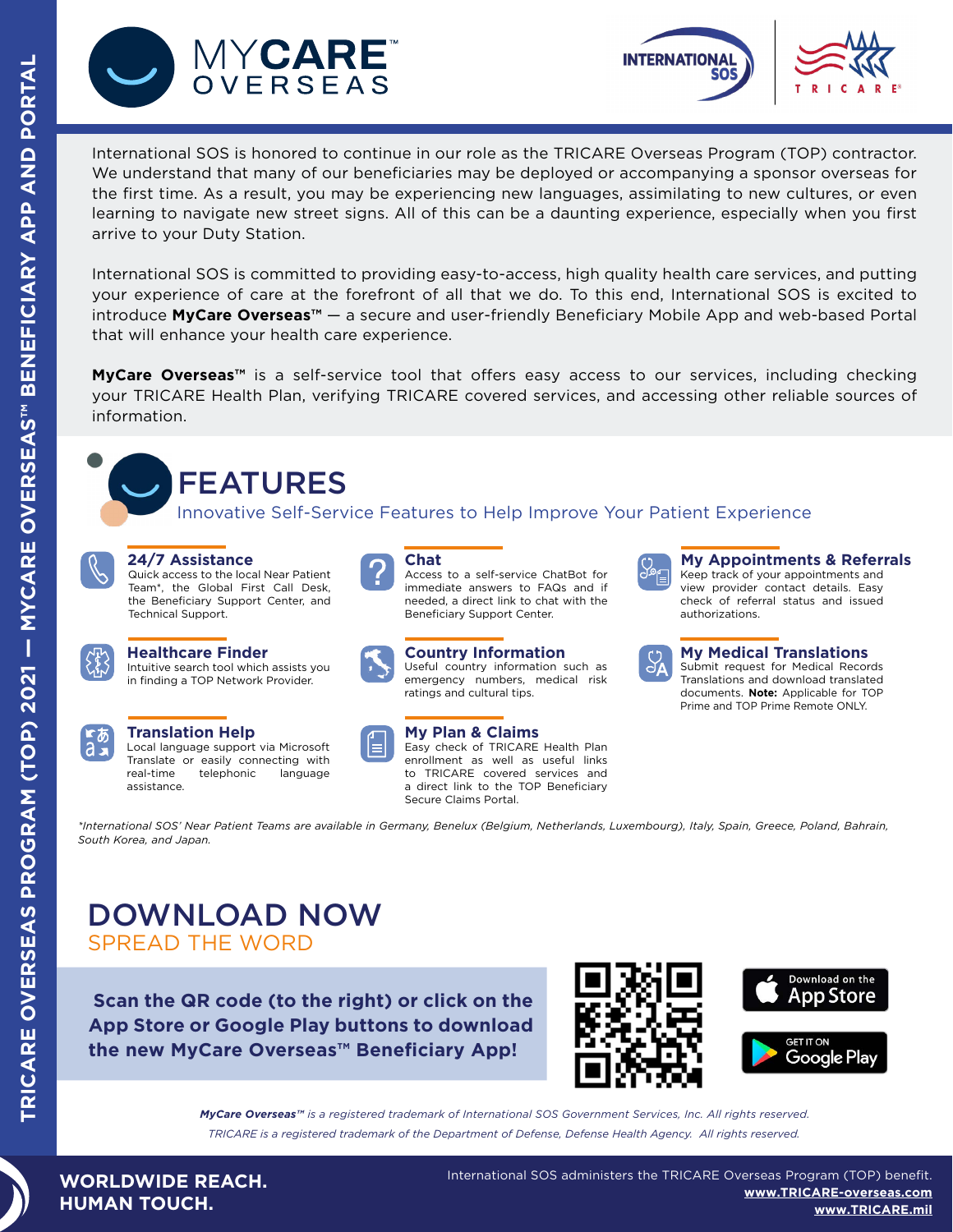# MYCARE™ OVERSEAS

International SOS | TRICARE®

International SOS is honored to continue in our role as the TRICARE Overseas Program (TOP) contractor. We understand that many of our beneficiaries may be deployed or accompanying a sponsor overseas for the first time. As a result, you may be experiencing new languages, assimilating to new cultures, or even learning to navigate new street signs. All of this can be a daunting experience, especially when you first arrive to your Duty Station.

International SOS is committed to providing easy-to-access, high quality health care services, and putting your experience of care at the forefront of all that we do. To this end, International SOS is excited to introduce **MyCare Overseas™** — a secure and user-friendly Beneficiary Mobile App and web-based Portal that will enhance your health care experience.

**MyCare Overseas™** is a self-service tool that offers easy access to our services, including checking your TRICARE Health Plan, verifying TRICARE covered services, and accessing other reliable sources of information.

## FEATURES

Innovative Self-Service Features to Help Improve Your Patient Experience

### 24/7 Assistance
Quick access to the local Near Patient Team*, the Global First Call Desk, the Beneficiary Support Center, and Technical Support.

### Chat
Access to a self-service ChatBot for immediate answers to FAQs and if needed, a direct link to chat with the Beneficiary Support Center.

### My Appointments & Referrals
Keep track of your appointments and view provider contact details. Easy check of referral status and issued authorizations.

### Healthcare Finder
Intuitive search tool which assists you in finding a TOP Network Provider.

### Country Information
Useful country information such as emergency numbers, medical risk ratings and cultural tips.

### My Medical Translations
Submit request for Medical Records Translations and download translated documents. **Note:** Applicable for TOP Prime and TOP Prime Remote ONLY.

### Translation Help
Local language support via Microsoft Translate or easily connecting with real-time telephonic language assistance.

### My Plan & Claims
Easy check of TRICARE Health Plan enrollment as well as useful links to TRICARE covered services and a direct link to the TOP Beneficiary Secure Claims Portal.

*International SOS' Near Patient Teams are available in Germany, Benelux (Belgium, Netherlands, Luxembourg), Italy, Spain, Greece, Poland, Bahrain, South Korea, and Japan.*

## DOWNLOAD NOW
SPREAD THE WORD

**Scan the QR code (to the right) or click on the App Store or Google Play buttons to download the new MyCare Overseas™ Beneficiary App!**

Download on the App Store | GET IT ON Google Play

*MyCare Overseas™ is a registered trademark of International SOS Government Services, Inc. All rights reserved.*

*TRICARE is a registered trademark of the Department of Defense, Defense Health Agency. All rights reserved.*

**WORLDWIDE REACH. HUMAN TOUCH.**

International SOS administers the TRICARE Overseas Program (TOP) benefit.
www.TRICARE-overseas.com
www.TRICARE.mil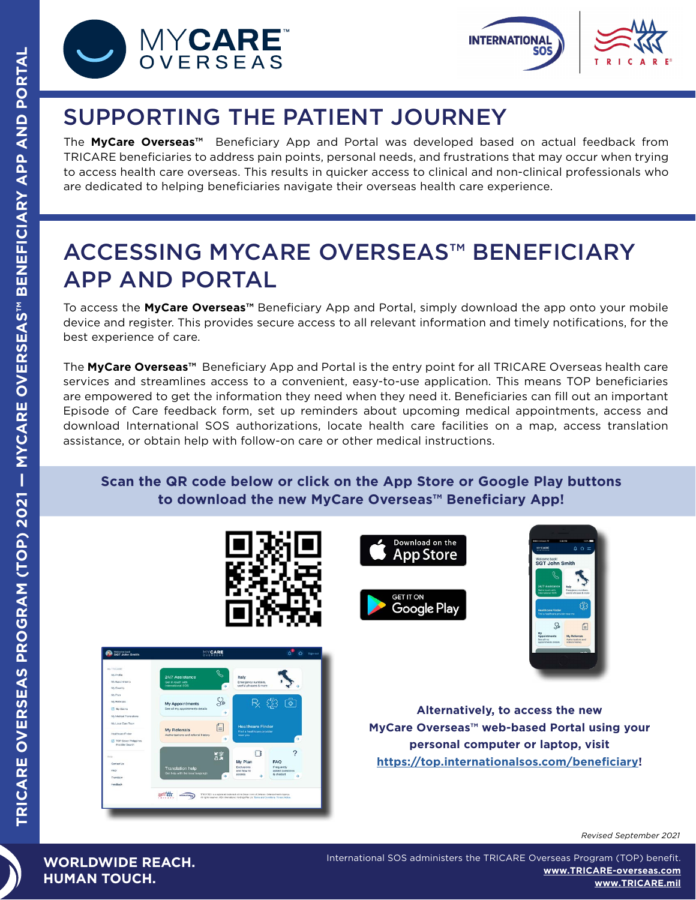# SUPPORTING THE PATIENT JOURNEY

The **MyCare Overseas™** Beneficiary App and Portal was developed based on actual feedback from TRICARE beneficiaries to address pain points, personal needs, and frustrations that may occur when trying to access health care overseas. This results in quicker access to clinical and non-clinical professionals who are dedicated to helping beneficiaries navigate their overseas health care experience.

# ACCESSING MYCARE OVERSEAS™ BENEFICIARY APP AND PORTAL

To access the **MyCare Overseas™** Beneficiary App and Portal, simply download the app onto your mobile device and register. This provides secure access to all relevant information and timely notifications, for the best experience of care.

The **MyCare Overseas™** Beneficiary App and Portal is the entry point for all TRICARE Overseas health care services and streamlines access to a convenient, easy-to-use application. This means TOP beneficiaries are empowered to get the information they need when they need it. Beneficiaries can fill out an important Episode of Care feedback form, set up reminders about upcoming medical appointments, access and download International SOS authorizations, locate health care facilities on a map, access translation assistance, or obtain help with follow-on care or other medical instructions.

**Scan the QR code below or click on the App Store or Google Play buttons to download the new MyCare Overseas™ Beneficiary App!**

**Alternatively, to access the new MyCare Overseas™ web-based Portal using your personal computer or laptop, visit https://top.internationalsos.com/beneficiary!**

*Revised September 2021*

**WORLDWIDE REACH.**
**HUMAN TOUCH.**

International SOS administers the TRICARE Overseas Program (TOP) benefit.
www.TRICARE-overseas.com
www.TRICARE.mil